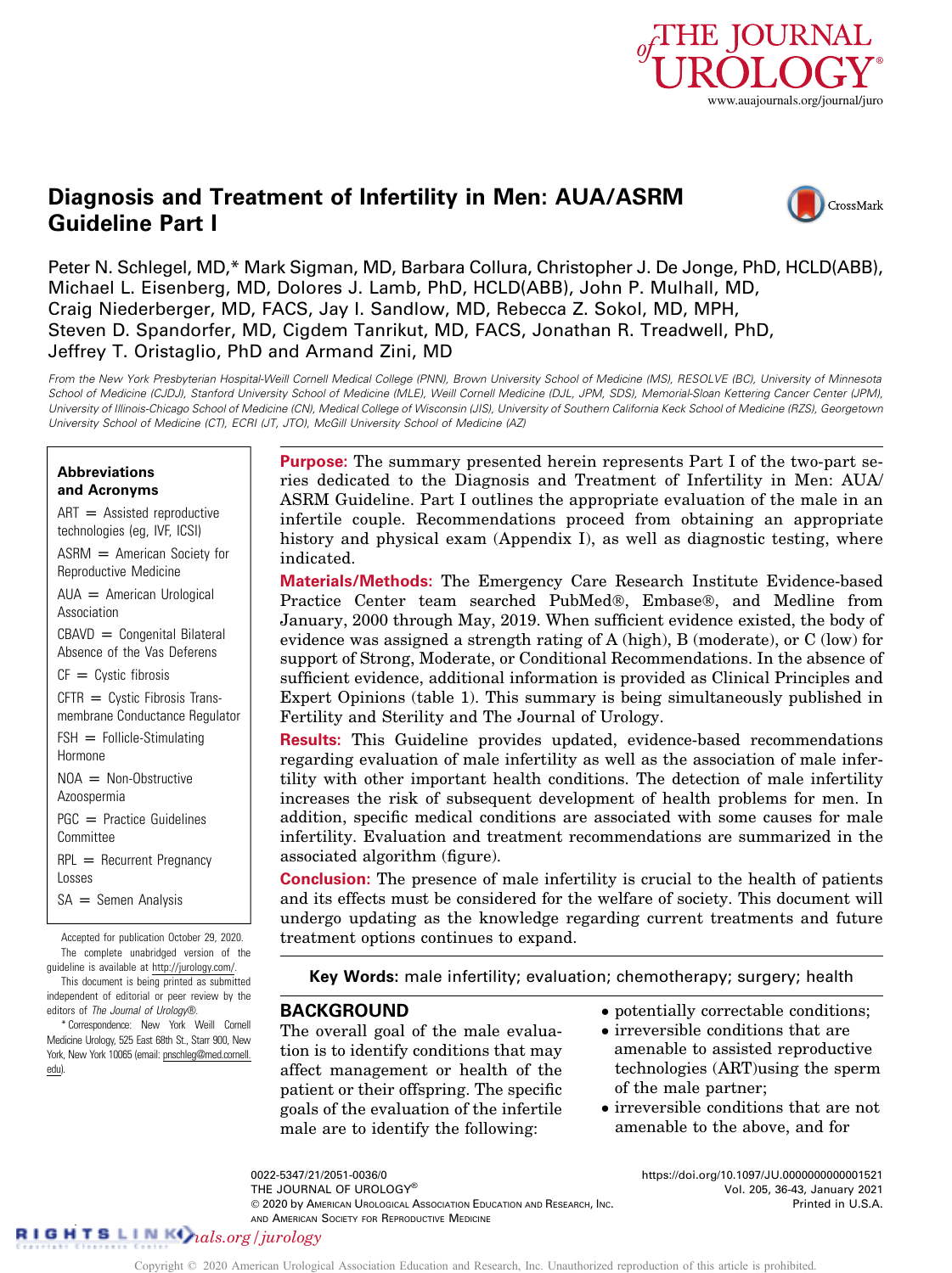# Diagnosis and Treatment of Infertility in Men: AUA/ASRM Guideline Part I

Peter N. Schlegel, MD,* Mark Sigman, MD, Barbara Collura, Christopher J. De Jonge, PhD, HCLD(ABB), Michael L. Eisenberg, MD, Dolores J. Lamb, PhD, HCLD(ABB), John P. Mulhall, MD, Craig Niederberger, MD, FACS, Jay I. Sandlow, MD, Rebecca Z. Sokol, MD, MPH, Steven D. Spandorfer, MD, Cigdem Tanrikut, MD, FACS, Jonathan R. Treadwell, PhD, Jeffrey T. Oristaglio, PhD and Armand Zini, MD

*From the New York Presbyterian Hospital-Weill Cornell Medical College (PNN), Brown University School of Medicine (MS), RESOLVE (BC), University of Minnesota School of Medicine (CJDJ), Stanford University School of Medicine (MLE), Weill Cornell Medicine (DJL, JPM, SDS), Memorial-Sloan Kettering Cancer Center (JPM), University of Illinois-Chicago School of Medicine (CN), Medical College of Wisconsin (JIS), University of Southern California Keck School of Medicine (RZS), Georgetown University School of Medicine (CT), ECRI (JT, JTO), McGill University School of Medicine (AZ)*

**Purpose:** The summary presented herein represents Part I of the two-part series dedicated to the Diagnosis and Treatment of Infertility in Men: AUA/ASRM Guideline. Part I outlines the appropriate evaluation of the male in an infertile couple. Recommendations proceed from obtaining an appropriate history and physical exam (Appendix I), as well as diagnostic testing, where indicated.

**Materials/Methods:** The Emergency Care Research Institute Evidence-based Practice Center team searched PubMed®, Embase®, and Medline from January, 2000 through May, 2019. When sufficient evidence existed, the body of evidence was assigned a strength rating of A (high), B (moderate), or C (low) for support of Strong, Moderate, or Conditional Recommendations. In the absence of sufficient evidence, additional information is provided as Clinical Principles and Expert Opinions (table 1). This summary is being simultaneously published in Fertility and Sterility and The Journal of Urology.

**Results:** This Guideline provides updated, evidence-based recommendations regarding evaluation of male infertility as well as the association of male infertility with other important health conditions. The detection of male infertility increases the risk of subsequent development of health problems for men. In addition, specific medical conditions are associated with some causes for male infertility. Evaluation and treatment recommendations are summarized in the associated algorithm (figure).

**Conclusion:** The presence of male infertility is crucial to the health of patients and its effects must be considered for the welfare of society. This document will undergo updating as the knowledge regarding current treatments and future treatment options continues to expand.

**Key Words:** male infertility; evaluation; chemotherapy; surgery; health

**Abbreviations and Acronyms**

ART = Assisted reproductive technologies (eg, IVF, ICSI)

ASRM = American Society for Reproductive Medicine

AUA = American Urological Association

CBAVD = Congenital Bilateral Absence of the Vas Deferens

CF = Cystic fibrosis

CFTR = Cystic Fibrosis Transmembrane Conductance Regulator

FSH = Follicle-Stimulating Hormone

NOA = Non-Obstructive Azoospermia

PGC = Practice Guidelines Committee

RPL = Recurrent Pregnancy Losses

SA = Semen Analysis

Accepted for publication October 29, 2020.

The complete unabridged version of the guideline is available at http://jurology.com/.

This document is being printed as submitted independent of editorial or peer review by the editors of *The Journal of Urology*®.

\* Correspondence: New York Weill Cornell Medicine Urology, 525 East 68th St., Starr 900, New York, New York 10065 (email: pnschleg@med.cornell.edu).

## BACKGROUND

The overall goal of the male evaluation is to identify conditions that may affect management or health of the patient or their offspring. The specific goals of the evaluation of the infertile male are to identify the following:

- potentially correctable conditions;
- irreversible conditions that are amenable to assisted reproductive technologies (ART)using the sperm of the male partner;
- irreversible conditions that are not amenable to the above, and for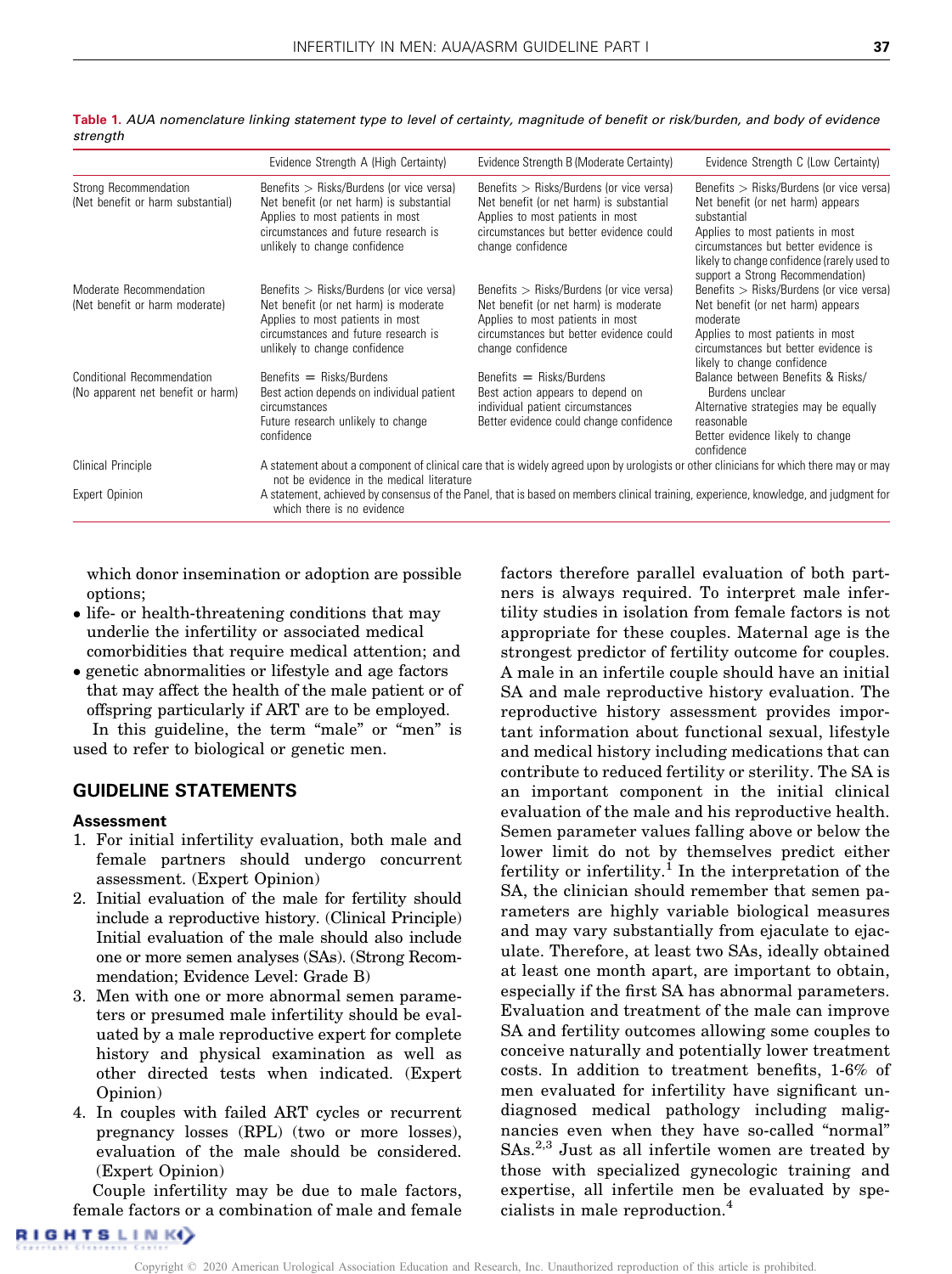**Table 1.** *AUA nomenclature linking statement type to level of certainty, magnitude of benefit or risk/burden, and body of evidence strength*

| | Evidence Strength A (High Certainty) | Evidence Strength B (Moderate Certainty) | Evidence Strength C (Low Certainty) |
|---|---|---|---|
| Strong Recommendation (Net benefit or harm substantial) | Benefits > Risks/Burdens (or vice versa) Net benefit (or net harm) is substantial Applies to most patients in most circumstances and future research is unlikely to change confidence | Benefits > Risks/Burdens (or vice versa) Net benefit (or net harm) is substantial Applies to most patients in most circumstances but better evidence could change confidence | Benefits > Risks/Burdens (or vice versa) Net benefit (or net harm) appears substantial Applies to most patients in most circumstances but better evidence is likely to change confidence (rarely used to support a Strong Recommendation) |
| Moderate Recommendation (Net benefit or harm moderate) | Benefits > Risks/Burdens (or vice versa) Net benefit (or net harm) is moderate Applies to most patients in most circumstances and future research is unlikely to change confidence | Benefits > Risks/Burdens (or vice versa) Net benefit (or net harm) is moderate Applies to most patients in most circumstances but better evidence could change confidence | Benefits > Risks/Burdens (or vice versa) Net benefit (or net harm) appears moderate Applies to most patients in most circumstances but better evidence is likely to change confidence |
| Conditional Recommendation (No apparent net benefit or harm) | Benefits = Risks/Burdens Best action depends on individual patient circumstances Future research unlikely to change confidence | Benefits = Risks/Burdens Best action appears to depend on individual patient circumstances Better evidence could change confidence | Balance between Benefits & Risks/ Burdens unclear Alternative strategies may be equally reasonable Better evidence likely to change confidence |
| Clinical Principle | A statement about a component of clinical care that is widely agreed upon by urologists or other clinicians for which there may or may not be evidence in the medical literature | | |
| Expert Opinion | A statement, achieved by consensus of the Panel, that is based on members clinical training, experience, knowledge, and judgment for which there is no evidence | | |

which donor insemination or adoption are possible options;

- life- or health-threatening conditions that may underlie the infertility or associated medical comorbidities that require medical attention; and
- genetic abnormalities or lifestyle and age factors that may affect the health of the male patient or of offspring particularly if ART are to be employed.

In this guideline, the term "male" or "men" is used to refer to biological or genetic men.

## GUIDELINE STATEMENTS

### Assessment

1. For initial infertility evaluation, both male and female partners should undergo concurrent assessment. (Expert Opinion)
2. Initial evaluation of the male for fertility should include a reproductive history. (Clinical Principle) Initial evaluation of the male should also include one or more semen analyses (SAs). (Strong Recommendation; Evidence Level: Grade B)
3. Men with one or more abnormal semen parameters or presumed male infertility should be evaluated by a male reproductive expert for complete history and physical examination as well as other directed tests when indicated. (Expert Opinion)
4. In couples with failed ART cycles or recurrent pregnancy losses (RPL) (two or more losses), evaluation of the male should be considered. (Expert Opinion)

Couple infertility may be due to male factors, female factors or a combination of male and female factors therefore parallel evaluation of both partners is always required. To interpret male infertility studies in isolation from female factors is not appropriate for these couples. Maternal age is the strongest predictor of fertility outcome for couples. A male in an infertile couple should have an initial SA and male reproductive history evaluation. The reproductive history assessment provides important information about functional sexual, lifestyle and medical history including medications that can contribute to reduced fertility or sterility. The SA is an important component in the initial clinical evaluation of the male and his reproductive health. Semen parameter values falling above or below the lower limit do not by themselves predict either fertility or infertility.[1] In the interpretation of the SA, the clinician should remember that semen parameters are highly variable biological measures and may vary substantially from ejaculate to ejaculate. Therefore, at least two SAs, ideally obtained at least one month apart, are important to obtain, especially if the first SA has abnormal parameters. Evaluation and treatment of the male can improve SA and fertility outcomes allowing some couples to conceive naturally and potentially lower treatment costs. In addition to treatment benefits, 1-6% of men evaluated for infertility have significant undiagnosed medical pathology including malignancies even when they have so-called "normal" SAs.[2,3] Just as all infertile women are treated by those with specialized gynecologic training and expertise, all infertile men be evaluated by specialists in male reproduction.[4]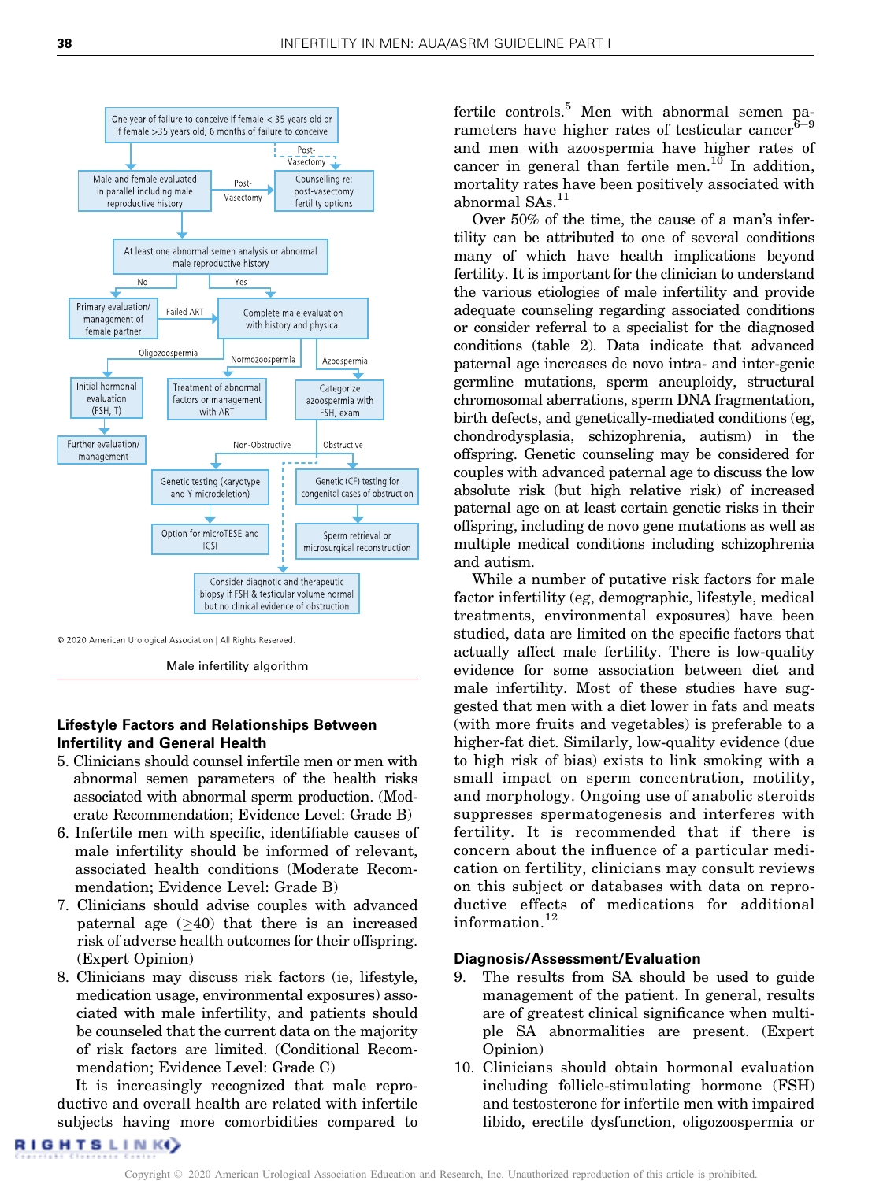- One year of failure to conceive if female < 35 years old or if female >35 years old, 6 months of failure to conceive
- Post-Vasectomy → Counselling re: post-vasectomy fertility options
- Male and female evaluated in parallel including male reproductive history
- At least one abnormal semen analysis or abnormal male reproductive history
  - No → Primary evaluation/ management of female partner
    - Failed ART → Complete male evaluation with history and physical
  - Yes → Complete male evaluation with history and physical
    - Oligozoospermia → Initial hormonal evaluation (FSH, T) → Further evaluation/ management
    - Normozoospermia → Treatment of abnormal factors or management with ART
    - Azoospermia → Categorize azoospermia with FSH, exam
      - Non-Obstructive → Genetic testing (karyotype and Y microdeletion) → Option for microTESE and ICSI
      - Obstructive → Genetic (CF) testing for congenital cases of obstruction → Sperm retrieval or microsurgical reconstruction
      - Consider diagnostic and therapeutic biopsy if FSH & testicular volume normal but no clinical evidence of obstruction

© 2020 American Urological Association | All Rights Reserved.

Male infertility algorithm

## Lifestyle Factors and Relationships Between Infertility and General Health

5. Clinicians should counsel infertile men or men with abnormal semen parameters of the health risks associated with abnormal sperm production. (Moderate Recommendation; Evidence Level: Grade B)
6. Infertile men with specific, identifiable causes of male infertility should be informed of relevant, associated health conditions (Moderate Recommendation; Evidence Level: Grade B)
7. Clinicians should advise couples with advanced paternal age (≥40) that there is an increased risk of adverse health outcomes for their offspring. (Expert Opinion)
8. Clinicians may discuss risk factors (ie, lifestyle, medication usage, environmental exposures) associated with male infertility, and patients should be counseled that the current data on the majority of risk factors are limited. (Conditional Recommendation; Evidence Level: Grade C)

It is increasingly recognized that male reproductive and overall health are related with infertile subjects having more comorbidities compared to fertile controls.[5] Men with abnormal semen parameters have higher rates of testicular cancer[6–9] and men with azoospermia have higher rates of cancer in general than fertile men.[10] In addition, mortality rates have been positively associated with abnormal SAs.[11]

Over 50% of the time, the cause of a man's infertility can be attributed to one of several conditions many of which have health implications beyond fertility. It is important for the clinician to understand the various etiologies of male infertility and provide adequate counseling regarding associated conditions or consider referral to a specialist for the diagnosed conditions (table 2). Data indicate that advanced paternal age increases de novo intra- and inter-genic germline mutations, sperm aneuploidy, structural chromosomal aberrations, sperm DNA fragmentation, birth defects, and genetically-mediated conditions (eg, chondrodysplasia, schizophrenia, autism) in the offspring. Genetic counseling may be considered for couples with advanced paternal age to discuss the low absolute risk (but high relative risk) of increased paternal age on at least certain genetic risks in their offspring, including de novo gene mutations as well as multiple medical conditions including schizophrenia and autism.

While a number of putative risk factors for male factor infertility (eg, demographic, lifestyle, medical treatments, environmental exposures) have been studied, data are limited on the specific factors that actually affect male fertility. There is low-quality evidence for some association between diet and male infertility. Most of these studies have suggested that men with a diet lower in fats and meats (with more fruits and vegetables) is preferable to a higher-fat diet. Similarly, low-quality evidence (due to high risk of bias) exists to link smoking with a small impact on sperm concentration, motility, and morphology. Ongoing use of anabolic steroids suppresses spermatogenesis and interferes with fertility. It is recommended that if there is concern about the influence of a particular medication on fertility, clinicians may consult reviews on this subject or databases with data on reproductive effects of medications for additional information.[12]

## Diagnosis/Assessment/Evaluation

9. The results from SA should be used to guide management of the patient. In general, results are of greatest clinical significance when multiple SA abnormalities are present. (Expert Opinion)
10. Clinicians should obtain hormonal evaluation including follicle-stimulating hormone (FSH) and testosterone for infertile men with impaired libido, erectile dysfunction, oligozoospermia or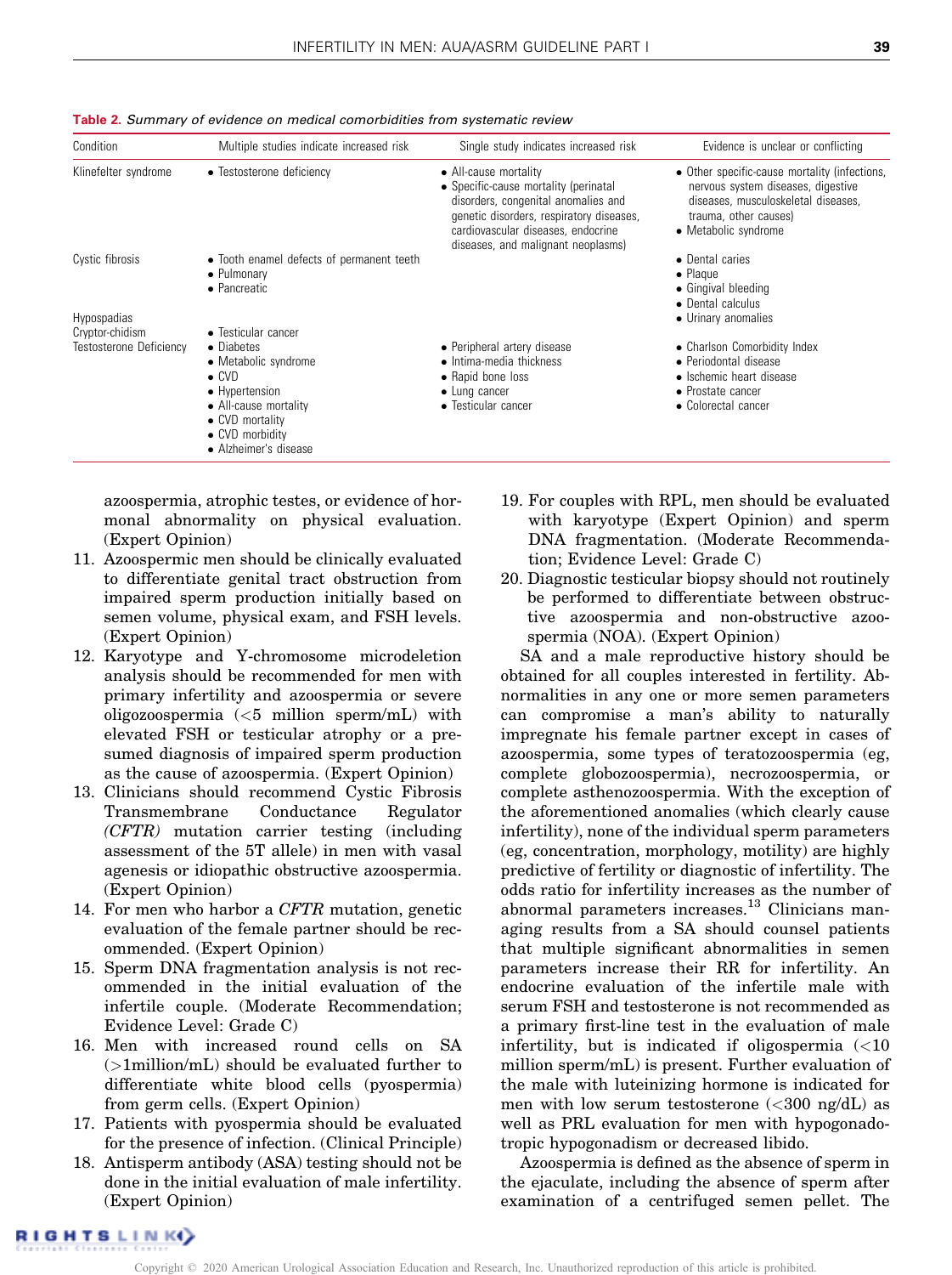Table 2. *Summary of evidence on medical comorbidities from systematic review*

| Condition | Multiple studies indicate increased risk | Single study indicates increased risk | Evidence is unclear or conflicting |
|---|---|---|---|
| Klinefelter syndrome | • Testosterone deficiency | • All-cause mortality<br>• Specific-cause mortality (perinatal disorders, congenital anomalies and genetic disorders, respiratory diseases, cardiovascular diseases, endocrine diseases, and malignant neoplasms) | • Other specific-cause mortality (infections, nervous system diseases, digestive diseases, musculoskeletal diseases, trauma, other causes)<br>• Metabolic syndrome |
| Cystic fibrosis | • Tooth enamel defects of permanent teeth<br>• Pulmonary<br>• Pancreatic | | • Dental caries<br>• Plaque<br>• Gingival bleeding<br>• Dental calculus |
| Hypospadias | | | • Urinary anomalies |
| Cryptor-chidism | • Testicular cancer | | |
| Testosterone Deficiency | • Diabetes<br>• Metabolic syndrome<br>• CVD<br>• Hypertension<br>• All-cause mortality<br>• CVD mortality<br>• CVD morbidity<br>• Alzheimer's disease | • Peripheral artery disease<br>• Intima-media thickness<br>• Rapid bone loss<br>• Lung cancer<br>• Testicular cancer | • Charlson Comorbidity Index<br>• Periodontal disease<br>• Ischemic heart disease<br>• Prostate cancer<br>• Colorectal cancer |

azoospermia, atrophic testes, or evidence of hormonal abnormality on physical evaluation. (Expert Opinion)

11. Azoospermic men should be clinically evaluated to differentiate genital tract obstruction from impaired sperm production initially based on semen volume, physical exam, and FSH levels. (Expert Opinion)
12. Karyotype and Y-chromosome microdeletion analysis should be recommended for men with primary infertility and azoospermia or severe oligozoospermia (<5 million sperm/mL) with elevated FSH or testicular atrophy or a presumed diagnosis of impaired sperm production as the cause of azoospermia. (Expert Opinion)
13. Clinicians should recommend Cystic Fibrosis Transmembrane Conductance Regulator *(CFTR)* mutation carrier testing (including assessment of the 5T allele) in men with vasal agenesis or idiopathic obstructive azoospermia. (Expert Opinion)
14. For men who harbor a *CFTR* mutation, genetic evaluation of the female partner should be recommended. (Expert Opinion)
15. Sperm DNA fragmentation analysis is not recommended in the initial evaluation of the infertile couple. (Moderate Recommendation; Evidence Level: Grade C)
16. Men with increased round cells on SA (>1million/mL) should be evaluated further to differentiate white blood cells (pyospermia) from germ cells. (Expert Opinion)
17. Patients with pyospermia should be evaluated for the presence of infection. (Clinical Principle)
18. Antisperm antibody (ASA) testing should not be done in the initial evaluation of male infertility. (Expert Opinion)
19. For couples with RPL, men should be evaluated with karyotype (Expert Opinion) and sperm DNA fragmentation. (Moderate Recommendation; Evidence Level: Grade C)
20. Diagnostic testicular biopsy should not routinely be performed to differentiate between obstructive azoospermia and non-obstructive azoospermia (NOA). (Expert Opinion)

SA and a male reproductive history should be obtained for all couples interested in fertility. Abnormalities in any one or more semen parameters can compromise a man's ability to naturally impregnate his female partner except in cases of azoospermia, some types of teratozoospermia (eg, complete globozoospermia), necrozoospermia, or complete asthenozoospermia. With the exception of the aforementioned anomalies (which clearly cause infertility), none of the individual sperm parameters (eg, concentration, morphology, motility) are highly predictive of fertility or diagnostic of infertility. The odds ratio for infertility increases as the number of abnormal parameters increases.[13] Clinicians managing results from a SA should counsel patients that multiple significant abnormalities in semen parameters increase their RR for infertility. An endocrine evaluation of the infertile male with serum FSH and testosterone is not recommended as a primary first-line test in the evaluation of male infertility, but is indicated if oligospermia (<10 million sperm/mL) is present. Further evaluation of the male with luteinizing hormone is indicated for men with low serum testosterone (<300 ng/dL) as well as PRL evaluation for men with hypogonadotropic hypogonadism or decreased libido.

Azoospermia is defined as the absence of sperm in the ejaculate, including the absence of sperm after examination of a centrifuged semen pellet. The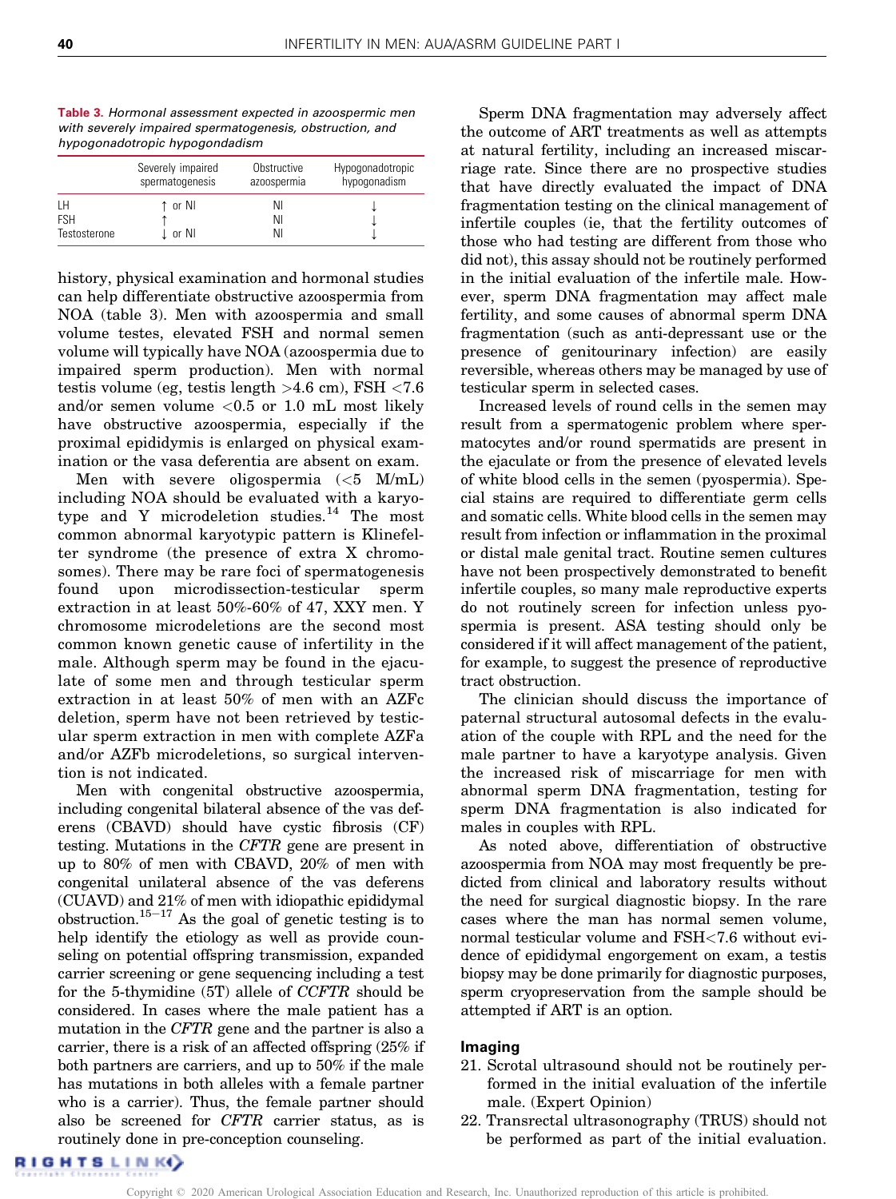**Table 3.** *Hormonal assessment expected in azoospermic men with severely impaired spermatogenesis, obstruction, and hypogonadotropic hypogondadism*

| | Severely impaired spermatogenesis | Obstructive azoospermia | Hypogonadotropic hypogonadism |
|---|---|---|---|
| LH | ↑ or Nl | Nl | ↓ |
| FSH | ↑ | Nl | ↓ |
| Testosterone | ↓ or Nl | Nl | ↓ |

history, physical examination and hormonal studies can help differentiate obstructive azoospermia from NOA (table 3). Men with azoospermia and small volume testes, elevated FSH and normal semen volume will typically have NOA (azoospermia due to impaired sperm production). Men with normal testis volume (eg, testis length >4.6 cm), FSH <7.6 and/or semen volume <0.5 or 1.0 mL most likely have obstructive azoospermia, especially if the proximal epididymis is enlarged on physical examination or the vasa deferentia are absent on exam.

Men with severe oligospermia (<5 M/mL) including NOA should be evaluated with a karyotype and Y microdeletion studies.[14] The most common abnormal karyotypic pattern is Klinefelter syndrome (the presence of extra X chromosomes). There may be rare foci of spermatogenesis found upon microdissection-testicular sperm extraction in at least 50%-60% of 47, XXY men. Y chromosome microdeletions are the second most common known genetic cause of infertility in the male. Although sperm may be found in the ejaculate of some men and through testicular sperm extraction in at least 50% of men with an AZFc deletion, sperm have not been retrieved by testicular sperm extraction in men with complete AZFa and/or AZFb microdeletions, so surgical intervention is not indicated.

Men with congenital obstructive azoospermia, including congenital bilateral absence of the vas deferens (CBAVD) should have cystic fibrosis (CF) testing. Mutations in the *CFTR* gene are present in up to 80% of men with CBAVD, 20% of men with congenital unilateral absence of the vas deferens (CUAVD) and 21% of men with idiopathic epididymal obstruction.[15–17] As the goal of genetic testing is to help identify the etiology as well as provide counseling on potential offspring transmission, expanded carrier screening or gene sequencing including a test for the 5-thymidine (5T) allele of *CCFTR* should be considered. In cases where the male patient has a mutation in the *CFTR* gene and the partner is also a carrier, there is a risk of an affected offspring (25% if both partners are carriers, and up to 50% if the male has mutations in both alleles with a female partner who is a carrier). Thus, the female partner should also be screened for *CFTR* carrier status, as is routinely done in pre-conception counseling.

Sperm DNA fragmentation may adversely affect the outcome of ART treatments as well as attempts at natural fertility, including an increased miscarriage rate. Since there are no prospective studies that have directly evaluated the impact of DNA fragmentation testing on the clinical management of infertile couples (ie, that the fertility outcomes of those who had testing are different from those who did not), this assay should not be routinely performed in the initial evaluation of the infertile male. However, sperm DNA fragmentation may affect male fertility, and some causes of abnormal sperm DNA fragmentation (such as anti-depressant use or the presence of genitourinary infection) are easily reversible, whereas others may be managed by use of testicular sperm in selected cases.

Increased levels of round cells in the semen may result from a spermatogenic problem where spermatocytes and/or round spermatids are present in the ejaculate or from the presence of elevated levels of white blood cells in the semen (pyospermia). Special stains are required to differentiate germ cells and somatic cells. White blood cells in the semen may result from infection or inflammation in the proximal or distal male genital tract. Routine semen cultures have not been prospectively demonstrated to benefit infertile couples, so many male reproductive experts do not routinely screen for infection unless pyospermia is present. ASA testing should only be considered if it will affect management of the patient, for example, to suggest the presence of reproductive tract obstruction.

The clinician should discuss the importance of paternal structural autosomal defects in the evaluation of the couple with RPL and the need for the male partner to have a karyotype analysis. Given the increased risk of miscarriage for men with abnormal sperm DNA fragmentation, testing for sperm DNA fragmentation is also indicated for males in couples with RPL.

As noted above, differentiation of obstructive azoospermia from NOA may most frequently be predicted from clinical and laboratory results without the need for surgical diagnostic biopsy. In the rare cases where the man has normal semen volume, normal testicular volume and FSH<7.6 without evidence of epididymal engorgement on exam, a testis biopsy may be done primarily for diagnostic purposes, sperm cryopreservation from the sample should be attempted if ART is an option.

## Imaging

21. Scrotal ultrasound should not be routinely performed in the initial evaluation of the infertile male. (Expert Opinion)
22. Transrectal ultrasonography (TRUS) should not be performed as part of the initial evaluation.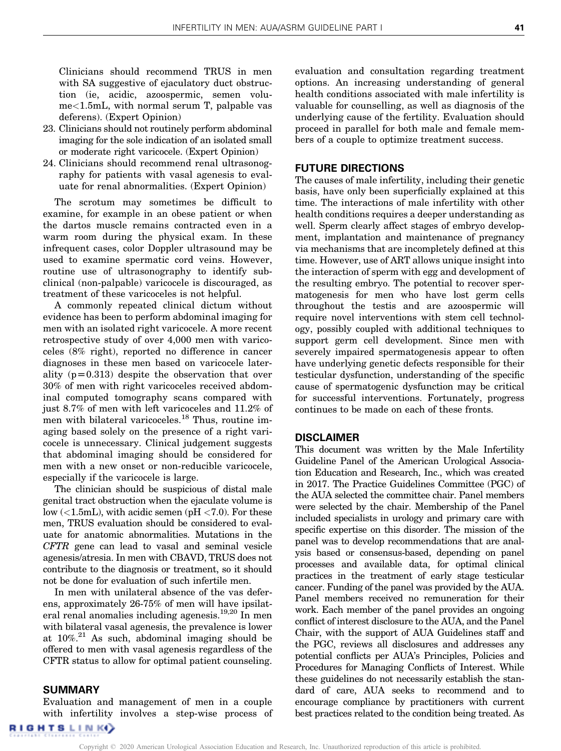Clinicians should recommend TRUS in men with SA suggestive of ejaculatory duct obstruction (ie, acidic, azoospermic, semen volume<1.5mL, with normal serum T, palpable vas deferens). (Expert Opinion)

23. Clinicians should not routinely perform abdominal imaging for the sole indication of an isolated small or moderate right varicocele. (Expert Opinion)
24. Clinicians should recommend renal ultrasonography for patients with vasal agenesis to evaluate for renal abnormalities. (Expert Opinion)

The scrotum may sometimes be difficult to examine, for example in an obese patient or when the dartos muscle remains contracted even in a warm room during the physical exam. In these infrequent cases, color Doppler ultrasound may be used to examine spermatic cord veins. However, routine use of ultrasonography to identify subclinical (non-palpable) varicocele is discouraged, as treatment of these varicoceles is not helpful.

A commonly repeated clinical dictum without evidence has been to perform abdominal imaging for men with an isolated right varicocele. A more recent retrospective study of over 4,000 men with varicoceles (8% right), reported no difference in cancer diagnoses in these men based on varicocele laterality ($p=0.313$) despite the observation that over 30% of men with right varicoceles received abdominal computed tomography scans compared with just 8.7% of men with left varicoceles and 11.2% of men with bilateral varicoceles.[18] Thus, routine imaging based solely on the presence of a right varicocele is unnecessary. Clinical judgement suggests that abdominal imaging should be considered for men with a new onset or non-reducible varicocele, especially if the varicocele is large.

The clinician should be suspicious of distal male genital tract obstruction when the ejaculate volume is low (<1.5mL), with acidic semen (pH <7.0). For these men, TRUS evaluation should be considered to evaluate for anatomic abnormalities. Mutations in the *CFTR* gene can lead to vasal and seminal vesicle agenesis/atresia. In men with CBAVD, TRUS does not contribute to the diagnosis or treatment, so it should not be done for evaluation of such infertile men.

In men with unilateral absence of the vas deferens, approximately 26-75% of men will have ipsilateral renal anomalies including agenesis.[19,20] In men with bilateral vasal agenesis, the prevalence is lower at 10%.[21] As such, abdominal imaging should be offered to men with vasal agenesis regardless of the CFTR status to allow for optimal patient counseling.

## SUMMARY

Evaluation and management of men in a couple with infertility involves a step-wise process of evaluation and consultation regarding treatment options. An increasing understanding of general health conditions associated with male infertility is valuable for counselling, as well as diagnosis of the underlying cause of the fertility. Evaluation should proceed in parallel for both male and female members of a couple to optimize treatment success.

## FUTURE DIRECTIONS

The causes of male infertility, including their genetic basis, have only been superficially explained at this time. The interactions of male infertility with other health conditions requires a deeper understanding as well. Sperm clearly affect stages of embryo development, implantation and maintenance of pregnancy via mechanisms that are incompletely defined at this time. However, use of ART allows unique insight into the interaction of sperm with egg and development of the resulting embryo. The potential to recover spermatogenesis for men who have lost germ cells throughout the testis and are azoospermic will require novel interventions with stem cell technology, possibly coupled with additional techniques to support germ cell development. Since men with severely impaired spermatogenesis appear to often have underlying genetic defects responsible for their testicular dysfunction, understanding of the specific cause of spermatogenic dysfunction may be critical for successful interventions. Fortunately, progress continues to be made on each of these fronts.

## DISCLAIMER

This document was written by the Male Infertility Guideline Panel of the American Urological Association Education and Research, Inc., which was created in 2017. The Practice Guidelines Committee (PGC) of the AUA selected the committee chair. Panel members were selected by the chair. Membership of the Panel included specialists in urology and primary care with specific expertise on this disorder. The mission of the panel was to develop recommendations that are analysis based or consensus-based, depending on panel processes and available data, for optimal clinical practices in the treatment of early stage testicular cancer. Funding of the panel was provided by the AUA. Panel members received no remuneration for their work. Each member of the panel provides an ongoing conflict of interest disclosure to the AUA, and the Panel Chair, with the support of AUA Guidelines staff and the PGC, reviews all disclosures and addresses any potential conflicts per AUA's Principles, Policies and Procedures for Managing Conflicts of Interest. While these guidelines do not necessarily establish the standard of care, AUA seeks to recommend and to encourage compliance by practitioners with current best practices related to the condition being treated. As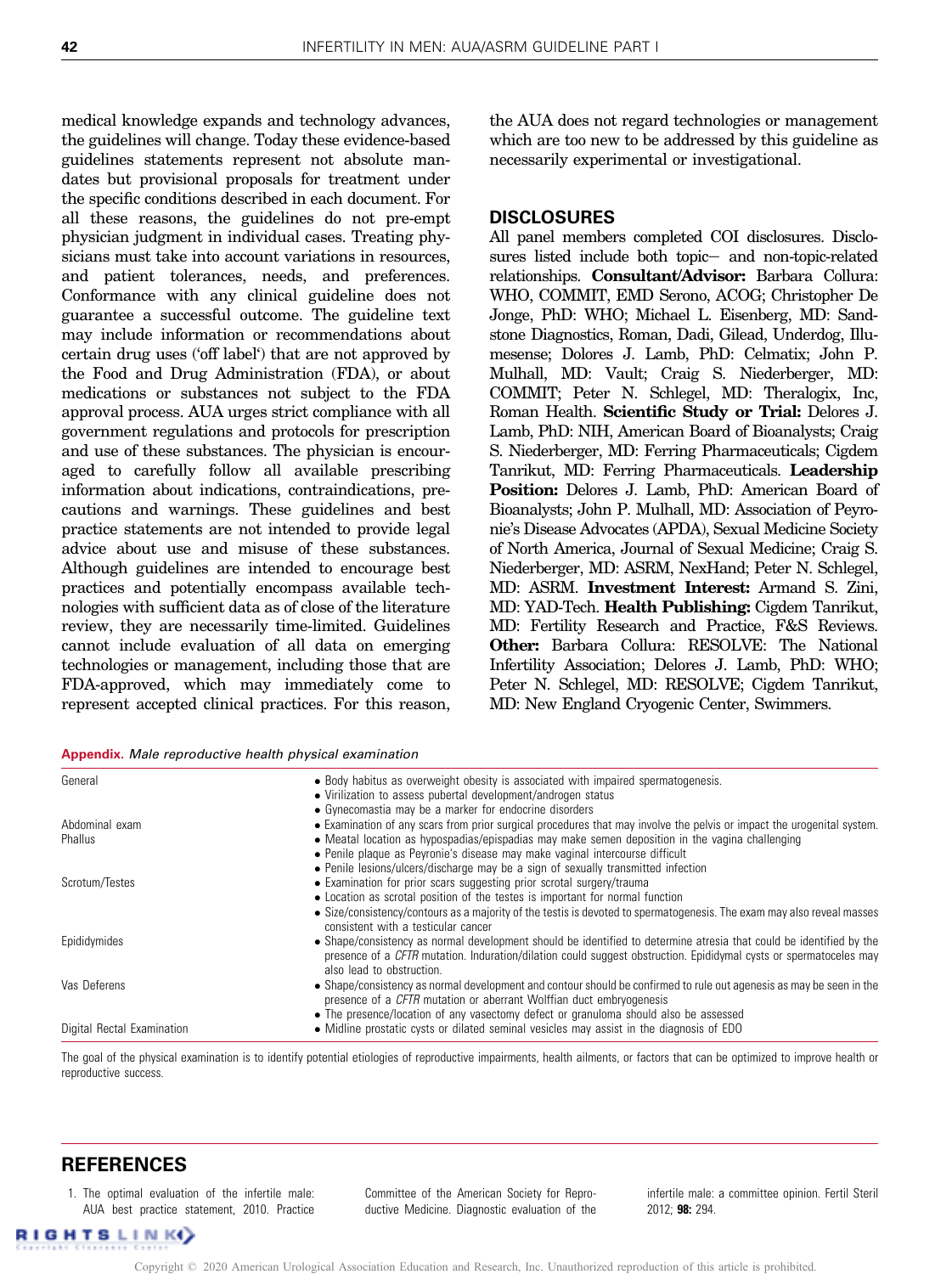medical knowledge expands and technology advances, the guidelines will change. Today these evidence-based guidelines statements represent not absolute mandates but provisional proposals for treatment under the specific conditions described in each document. For all these reasons, the guidelines do not pre-empt physician judgment in individual cases. Treating physicians must take into account variations in resources, and patient tolerances, needs, and preferences. Conformance with any clinical guideline does not guarantee a successful outcome. The guideline text may include information or recommendations about certain drug uses ('off label') that are not approved by the Food and Drug Administration (FDA), or about medications or substances not subject to the FDA approval process. AUA urges strict compliance with all government regulations and protocols for prescription and use of these substances. The physician is encouraged to carefully follow all available prescribing information about indications, contraindications, precautions and warnings. These guidelines and best practice statements are not intended to provide legal advice about use and misuse of these substances. Although guidelines are intended to encourage best practices and potentially encompass available technologies with sufficient data as of close of the literature review, they are necessarily time-limited. Guidelines cannot include evaluation of all data on emerging technologies or management, including those that are FDA-approved, which may immediately come to represent accepted clinical practices. For this reason, the AUA does not regard technologies or management which are too new to be addressed by this guideline as necessarily experimental or investigational.

## DISCLOSURES

All panel members completed COI disclosures. Disclosures listed include both topic– and non-topic-related relationships. **Consultant/Advisor:** Barbara Collura: WHO, COMMIT, EMD Serono, ACOG; Christopher De Jonge, PhD: WHO; Michael L. Eisenberg, MD: Sandstone Diagnostics, Roman, Dadi, Gilead, Underdog, Illumesense; Dolores J. Lamb, PhD: Celmatix; John P. Mulhall, MD: Vault; Craig S. Niederberger, MD: COMMIT; Peter N. Schlegel, MD: Theralogix, Inc, Roman Health. **Scientific Study or Trial:** Delores J. Lamb, PhD: NIH, American Board of Bioanalysts; Craig S. Niederberger, MD: Ferring Pharmaceuticals; Cigdem Tanrikut, MD: Ferring Pharmaceuticals. **Leadership Position:** Delores J. Lamb, PhD: American Board of Bioanalysts; John P. Mulhall, MD: Association of Peyronie's Disease Advocates (APDA), Sexual Medicine Society of North America, Journal of Sexual Medicine; Craig S. Niederberger, MD: ASRM, NexHand; Peter N. Schlegel, MD: ASRM. **Investment Interest:** Armand S. Zini, MD: YAD-Tech. **Health Publishing:** Cigdem Tanrikut, MD: Fertility Research and Practice, F&S Reviews. **Other:** Barbara Collura: RESOLVE: The National Infertility Association; Delores J. Lamb, PhD: WHO; Peter N. Schlegel, MD: RESOLVE; Cigdem Tanrikut, MD: New England Cryogenic Center, Swimmers.

*Appendix. Male reproductive health physical examination*

| | |
|---|---|
| General | • Body habitus as overweight obesity is associated with impaired spermatogenesis.<br>• Virilization to assess pubertal development/androgen status<br>• Gynecomastia may be a marker for endocrine disorders |
| Abdominal exam | • Examination of any scars from prior surgical procedures that may involve the pelvis or impact the urogenital system. |
| Phallus | • Meatal location as hypospadias/epispadias may make semen deposition in the vagina challenging<br>• Penile plaque as Peyronie's disease may make vaginal intercourse difficult<br>• Penile lesions/ulcers/discharge may be a sign of sexually transmitted infection |
| Scrotum/Testes | • Examination for prior scars suggesting prior scrotal surgery/trauma<br>• Location as scrotal position of the testes is important for normal function<br>• Size/consistency/contours as a majority of the testis is devoted to spermatogenesis. The exam may also reveal masses consistent with a testicular cancer |
| Epididymides | • Shape/consistency as normal development should be identified to determine atresia that could be identified by the presence of a *CFTR* mutation. Induration/dilation could suggest obstruction. Epididymal cysts or spermatoceles may also lead to obstruction. |
| Vas Deferens | • Shape/consistency as normal development and contour should be confirmed to rule out agenesis as may be seen in the presence of a *CFTR* mutation or aberrant Wolffian duct embryogenesis<br>• The presence/location of any vasectomy defect or granuloma should also be assessed |
| Digital Rectal Examination | • Midline prostatic cysts or dilated seminal vesicles may assist in the diagnosis of EDO |

The goal of the physical examination is to identify potential etiologies of reproductive impairments, health ailments, or factors that can be optimized to improve health or reproductive success.

## REFERENCES

1. The optimal evaluation of the infertile male: AUA best practice statement, 2010. Practice Committee of the American Society for Reproductive Medicine. Diagnostic evaluation of the infertile male: a committee opinion. Fertil Steril 2012; **98:** 294.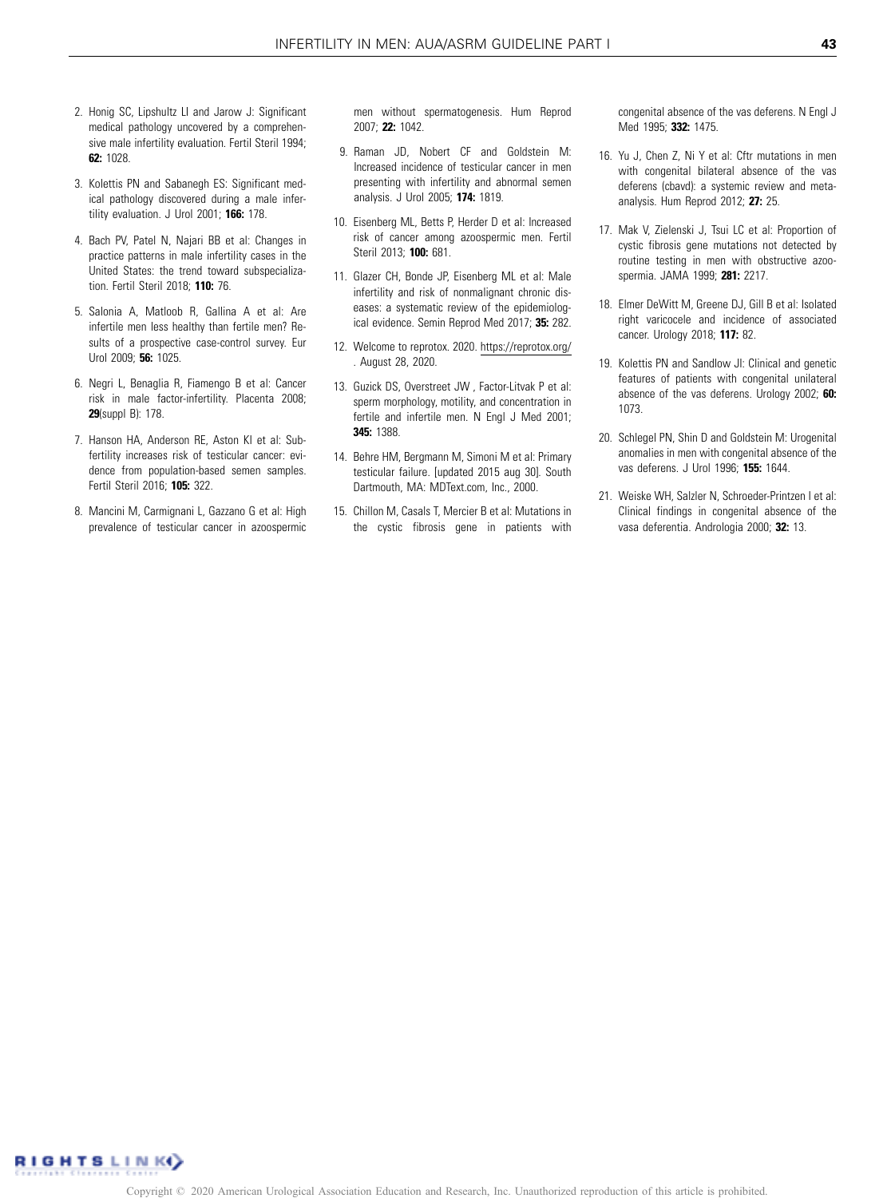2. Honig SC, Lipshultz LI and Jarow J: Significant medical pathology uncovered by a comprehensive male infertility evaluation. Fertil Steril 1994; **62:** 1028.

3. Kolettis PN and Sabanegh ES: Significant medical pathology discovered during a male infertility evaluation. J Urol 2001; **166:** 178.

4. Bach PV, Patel N, Najari BB et al: Changes in practice patterns in male infertility cases in the United States: the trend toward subspecialization. Fertil Steril 2018; **110:** 76.

5. Salonia A, Matloob R, Gallina A et al: Are infertile men less healthy than fertile men? Results of a prospective case-control survey. Eur Urol 2009; **56:** 1025.

6. Negri L, Benaglia R, Fiamengo B et al: Cancer risk in male factor-infertility. Placenta 2008; **29**(suppl B): 178.

7. Hanson HA, Anderson RE, Aston KI et al: Subfertility increases risk of testicular cancer: evidence from population-based semen samples. Fertil Steril 2016; **105:** 322.

8. Mancini M, Carmignani L, Gazzano G et al: High prevalence of testicular cancer in azoospermic men without spermatogenesis. Hum Reprod 2007; **22:** 1042.

9. Raman JD, Nobert CF and Goldstein M: Increased incidence of testicular cancer in men presenting with infertility and abnormal semen analysis. J Urol 2005; **174:** 1819.

10. Eisenberg ML, Betts P, Herder D et al: Increased risk of cancer among azoospermic men. Fertil Steril 2013; **100:** 681.

11. Glazer CH, Bonde JP, Eisenberg ML et al: Male infertility and risk of nonmalignant chronic diseases: a systematic review of the epidemiological evidence. Semin Reprod Med 2017; **35:** 282.

12. Welcome to reprotox. 2020. https://reprotox.org/. August 28, 2020.

13. Guzick DS, Overstreet JW , Factor-Litvak P et al: sperm morphology, motility, and concentration in fertile and infertile men. N Engl J Med 2001; **345:** 1388.

14. Behre HM, Bergmann M, Simoni M et al: Primary testicular failure. [updated 2015 aug 30]. South Dartmouth, MA: MDText.com, Inc., 2000.

15. Chillon M, Casals T, Mercier B et al: Mutations in the cystic fibrosis gene in patients with congenital absence of the vas deferens. N Engl J Med 1995; **332:** 1475.

16. Yu J, Chen Z, Ni Y et al: Cftr mutations in men with congenital bilateral absence of the vas deferens (cbavd): a systemic review and meta-analysis. Hum Reprod 2012; **27:** 25.

17. Mak V, Zielenski J, Tsui LC et al: Proportion of cystic fibrosis gene mutations not detected by routine testing in men with obstructive azoospermia. JAMA 1999; **281:** 2217.

18. Elmer DeWitt M, Greene DJ, Gill B et al: Isolated right varicocele and incidence of associated cancer. Urology 2018; **117:** 82.

19. Kolettis PN and Sandlow JI: Clinical and genetic features of patients with congenital unilateral absence of the vas deferens. Urology 2002; **60:** 1073.

20. Schlegel PN, Shin D and Goldstein M: Urogenital anomalies in men with congenital absence of the vas deferens. J Urol 1996; **155:** 1644.

21. Weiske WH, Salzler N, Schroeder-Printzen I et al: Clinical findings in congenital absence of the vasa deferentia. Andrologia 2000; **32:** 13.

Copyright © 2020 American Urological Association Education and Research, Inc. Unauthorized reproduction of this article is prohibited.